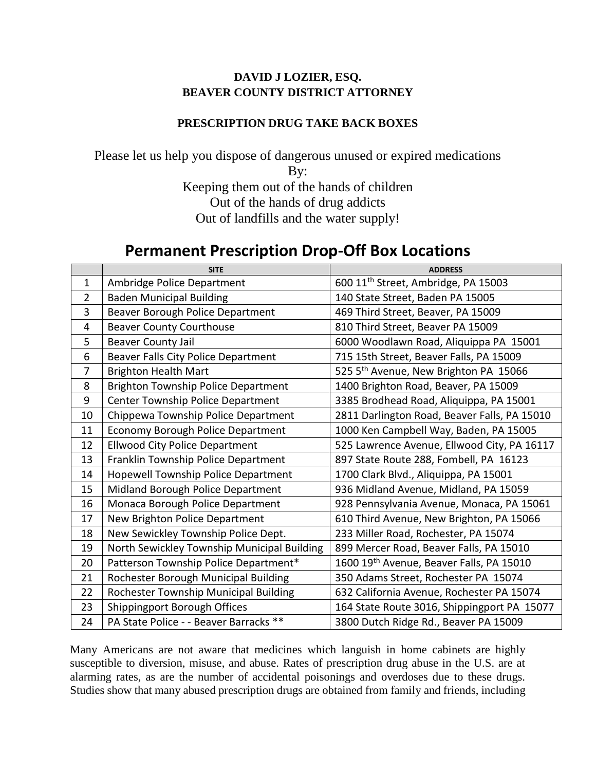**DAVID J LOZIER, ESQ.**
**BEAVER COUNTY DISTRICT ATTORNEY**

**PRESCRIPTION DRUG TAKE BACK BOXES**

Please let us help you dispose of dangerous unused or expired medications
By:
Keeping them out of the hands of children
Out of the hands of drug addicts
Out of landfills and the water supply!

# Permanent Prescription Drop-Off Box Locations

| | SITE | ADDRESS |
|---|---|---|
| 1 | Ambridge Police Department | 600 11th Street, Ambridge, PA 15003 |
| 2 | Baden Municipal Building | 140 State Street, Baden PA 15005 |
| 3 | Beaver Borough Police Department | 469 Third Street, Beaver, PA 15009 |
| 4 | Beaver County Courthouse | 810 Third Street, Beaver PA 15009 |
| 5 | Beaver County Jail | 6000 Woodlawn Road, Aliquippa PA 15001 |
| 6 | Beaver Falls City Police Department | 715 15th Street, Beaver Falls, PA 15009 |
| 7 | Brighton Health Mart | 525 5th Avenue, New Brighton PA 15066 |
| 8 | Brighton Township Police Department | 1400 Brighton Road, Beaver, PA 15009 |
| 9 | Center Township Police Department | 3385 Brodhead Road, Aliquippa, PA 15001 |
| 10 | Chippewa Township Police Department | 2811 Darlington Road, Beaver Falls, PA 15010 |
| 11 | Economy Borough Police Department | 1000 Ken Campbell Way, Baden, PA 15005 |
| 12 | Ellwood City Police Department | 525 Lawrence Avenue, Ellwood City, PA 16117 |
| 13 | Franklin Township Police Department | 897 State Route 288, Fombell, PA 16123 |
| 14 | Hopewell Township Police Department | 1700 Clark Blvd., Aliquippa, PA 15001 |
| 15 | Midland Borough Police Department | 936 Midland Avenue, Midland, PA 15059 |
| 16 | Monaca Borough Police Department | 928 Pennsylvania Avenue, Monaca, PA 15061 |
| 17 | New Brighton Police Department | 610 Third Avenue, New Brighton, PA 15066 |
| 18 | New Sewickley Township Police Dept. | 233 Miller Road, Rochester, PA 15074 |
| 19 | North Sewickley Township Municipal Building | 899 Mercer Road, Beaver Falls, PA 15010 |
| 20 | Patterson Township Police Department* | 1600 19th Avenue, Beaver Falls, PA 15010 |
| 21 | Rochester Borough Municipal Building | 350 Adams Street, Rochester PA 15074 |
| 22 | Rochester Township Municipal Building | 632 California Avenue, Rochester PA 15074 |
| 23 | Shippingport Borough Offices | 164 State Route 3016, Shippingport PA 15077 |
| 24 | PA State Police - - Beaver Barracks ** | 3800 Dutch Ridge Rd., Beaver PA 15009 |

Many Americans are not aware that medicines which languish in home cabinets are highly susceptible to diversion, misuse, and abuse. Rates of prescription drug abuse in the U.S. are at alarming rates, as are the number of accidental poisonings and overdoses due to these drugs. Studies show that many abused prescription drugs are obtained from family and friends, including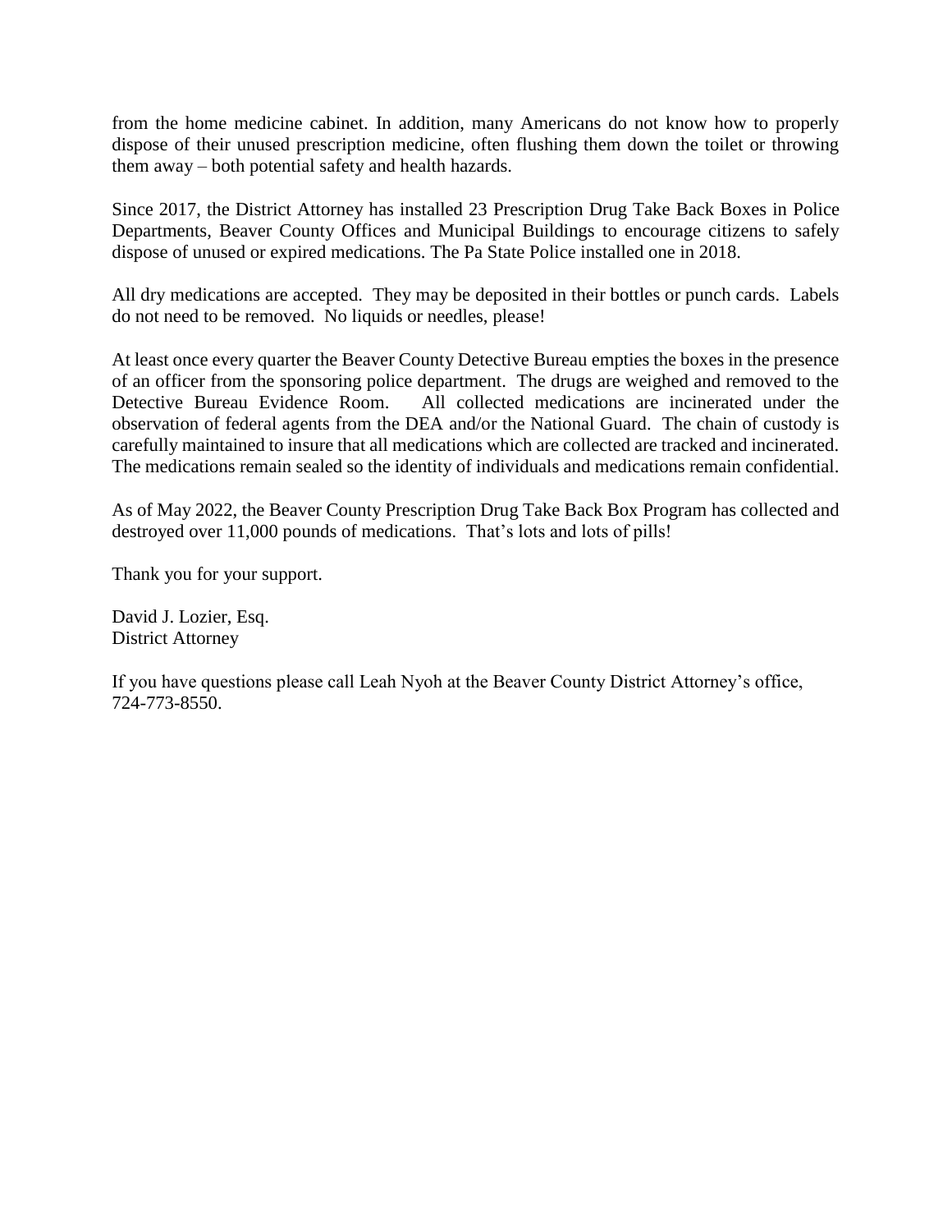from the home medicine cabinet. In addition, many Americans do not know how to properly dispose of their unused prescription medicine, often flushing them down the toilet or throwing them away – both potential safety and health hazards.

Since 2017, the District Attorney has installed 23 Prescription Drug Take Back Boxes in Police Departments, Beaver County Offices and Municipal Buildings to encourage citizens to safely dispose of unused or expired medications. The Pa State Police installed one in 2018.

All dry medications are accepted. They may be deposited in their bottles or punch cards. Labels do not need to be removed. No liquids or needles, please!

At least once every quarter the Beaver County Detective Bureau empties the boxes in the presence of an officer from the sponsoring police department. The drugs are weighed and removed to the Detective Bureau Evidence Room. All collected medications are incinerated under the observation of federal agents from the DEA and/or the National Guard. The chain of custody is carefully maintained to insure that all medications which are collected are tracked and incinerated. The medications remain sealed so the identity of individuals and medications remain confidential.

As of May 2022, the Beaver County Prescription Drug Take Back Box Program has collected and destroyed over 11,000 pounds of medications. That's lots and lots of pills!

Thank you for your support.

David J. Lozier, Esq.
District Attorney

If you have questions please call Leah Nyoh at the Beaver County District Attorney's office, 724-773-8550.